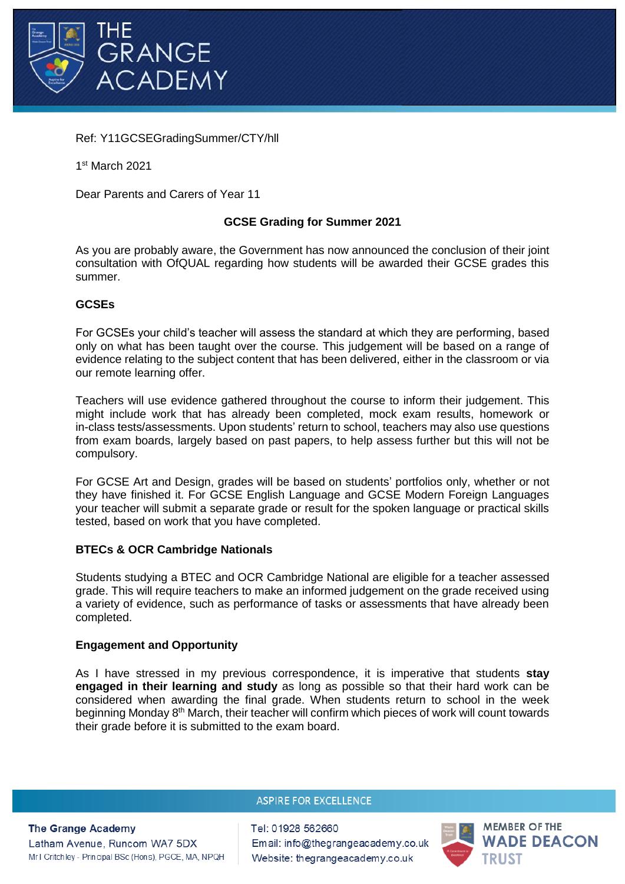Ref: Y11GCSEGradingSummer/CTY/hll

1st March 2021

Dear Parents and Carers of Year 11

## GCSE Grading for Summer 2021

As you are probably aware, the Government has now announced the conclusion of their joint consultation with OfQUAL regarding how students will be awarded their GCSE grades this summer.

### GCSEs

For GCSEs your child's teacher will assess the standard at which they are performing, based only on what has been taught over the course. This judgement will be based on a range of evidence relating to the subject content that has been delivered, either in the classroom or via our remote learning offer.

Teachers will use evidence gathered throughout the course to inform their judgement. This might include work that has already been completed, mock exam results, homework or in-class tests/assessments. Upon students' return to school, teachers may also use questions from exam boards, largely based on past papers, to help assess further but this will not be compulsory.

For GCSE Art and Design, grades will be based on students' portfolios only, whether or not they have finished it. For GCSE English Language and GCSE Modern Foreign Languages your teacher will submit a separate grade or result for the spoken language or practical skills tested, based on work that you have completed.

### BTECs & OCR Cambridge Nationals

Students studying a BTEC and OCR Cambridge National are eligible for a teacher assessed grade. This will require teachers to make an informed judgement on the grade received using a variety of evidence, such as performance of tasks or assessments that have already been completed.

### Engagement and Opportunity

As I have stressed in my previous correspondence, it is imperative that students **stay engaged in their learning and study** as long as possible so that their hard work can be considered when awarding the final grade. When students return to school in the week beginning Monday 8th March, their teacher will confirm which pieces of work will count towards their grade before it is submitted to the exam board.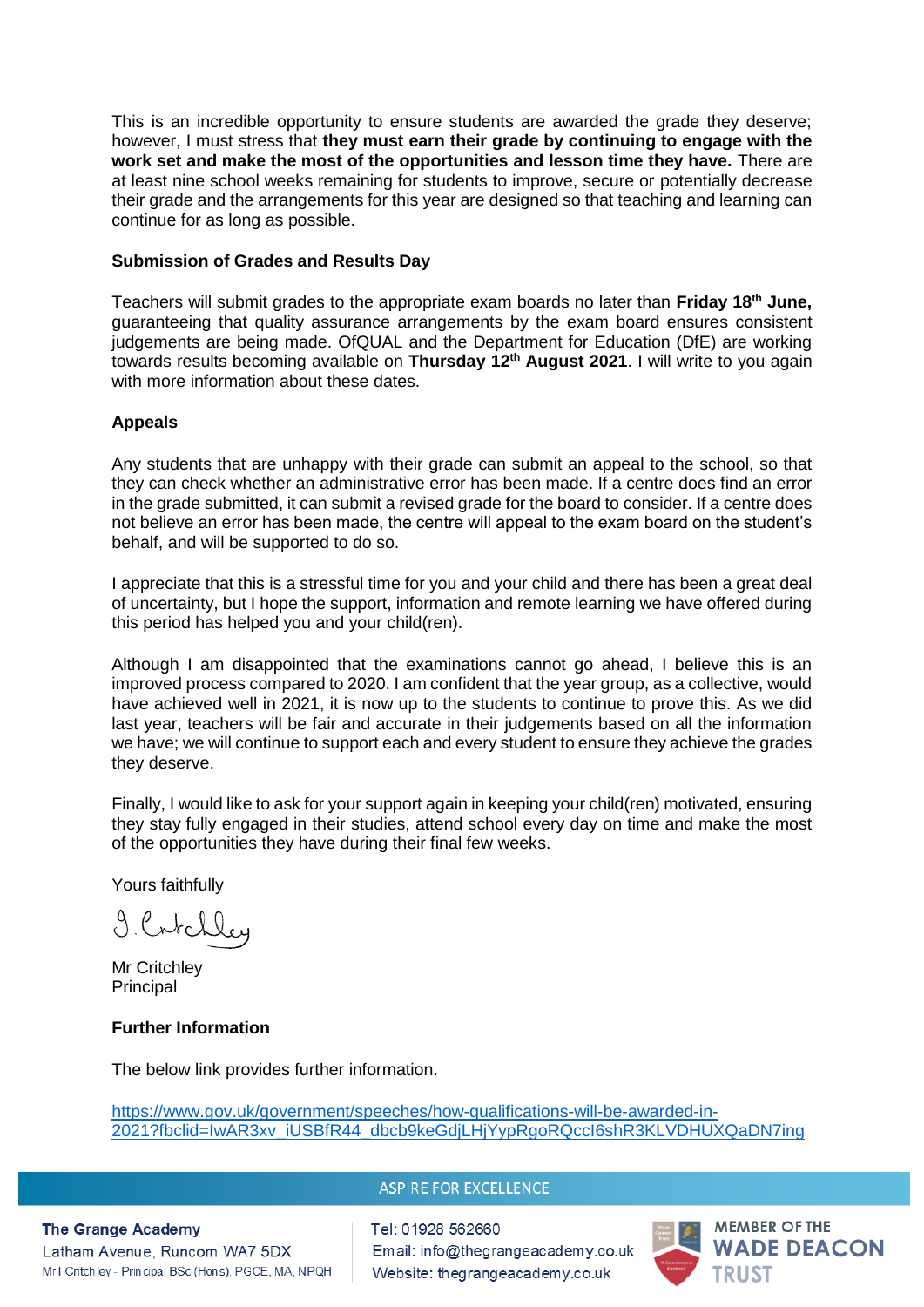This is an incredible opportunity to ensure students are awarded the grade they deserve; however, I must stress that **they must earn their grade by continuing to engage with the work set and make the most of the opportunities and lesson time they have.** There are at least nine school weeks remaining for students to improve, secure or potentially decrease their grade and the arrangements for this year are designed so that teaching and learning can continue for as long as possible.

**Submission of Grades and Results Day**

Teachers will submit grades to the appropriate exam boards no later than **Friday 18th June,** guaranteeing that quality assurance arrangements by the exam board ensures consistent judgements are being made. OfQUAL and the Department for Education (DfE) are working towards results becoming available on **Thursday 12th August 2021**. I will write to you again with more information about these dates.

**Appeals**

Any students that are unhappy with their grade can submit an appeal to the school, so that they can check whether an administrative error has been made. If a centre does find an error in the grade submitted, it can submit a revised grade for the board to consider. If a centre does not believe an error has been made, the centre will appeal to the exam board on the student's behalf, and will be supported to do so.

I appreciate that this is a stressful time for you and your child and there has been a great deal of uncertainty, but I hope the support, information and remote learning we have offered during this period has helped you and your child(ren).

Although I am disappointed that the examinations cannot go ahead, I believe this is an improved process compared to 2020. I am confident that the year group, as a collective, would have achieved well in 2021, it is now up to the students to continue to prove this. As we did last year, teachers will be fair and accurate in their judgements based on all the information we have; we will continue to support each and every student to ensure they achieve the grades they deserve.

Finally, I would like to ask for your support again in keeping your child(ren) motivated, ensuring they stay fully engaged in their studies, attend school every day on time and make the most of the opportunities they have during their final few weeks.

Yours faithfully

I. Critchley

Mr Critchley
Principal

**Further Information**

The below link provides further information.

https://www.gov.uk/government/speeches/how-qualifications-will-be-awarded-in-2021?fbclid=IwAR3xv_iUSBfR44_dbcb9keGdjLHjYypRgoRQccl6shR3KLVDHUXQaDN7ing

ASPIRE FOR EXCELLENCE

The Grange Academy
Latham Avenue, Runcorn WA7 5DX
Mr I Critchley - Principal BSc (Hons), PGCE, MA, NPQH

Tel: 01928 562660
Email: info@thegrangeacademy.co.uk
Website: thegrangeacademy.co.uk

MEMBER OF THE WADE DEACON TRUST